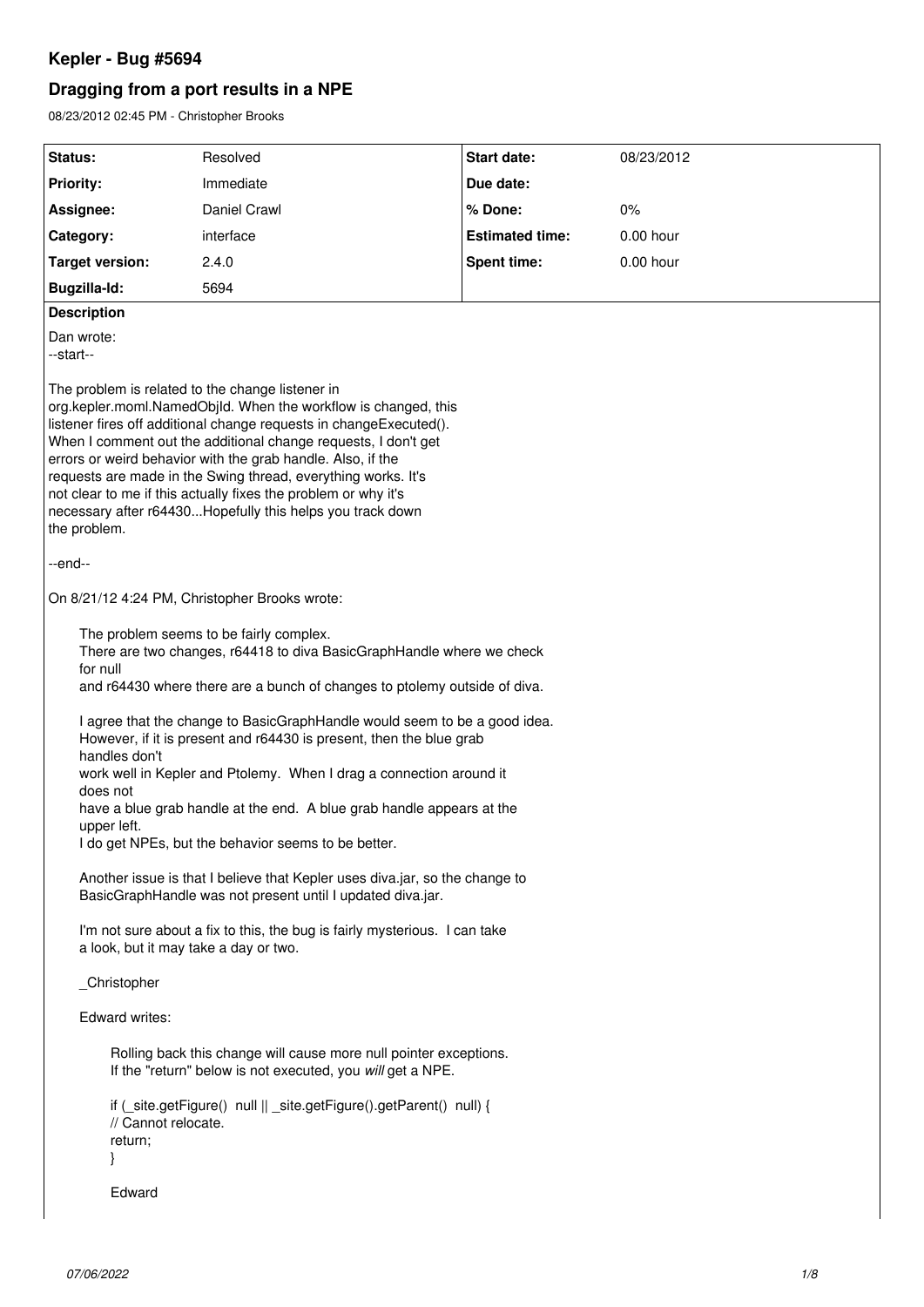# Kepler - Bug #5694

## Dragging from a port results in a NPE

08/23/2012 02:45 PM - Christopher Brooks

| Status: | Resolved | Start date: | 08/23/2012 |
| --- | --- | --- | --- |
| Priority: | Immediate | Due date: | |
| Assignee: | Daniel Crawl | % Done: | 0% |
| Category: | interface | Estimated time: | 0.00 hour |
| Target version: | 2.4.0 | Spent time: | 0.00 hour |
| Bugzilla-Id: | 5694 | | |

**Description**

Dan wrote:
--start--

The problem is related to the change listener in org.kepler.moml.NamedObjId. When the workflow is changed, this listener fires off additional change requests in changeExecuted(). When I comment out the additional change requests, I don't get errors or weird behavior with the grab handle. Also, if the requests are made in the Swing thread, everything works. It's not clear to me if this actually fixes the problem or why it's necessary after r64430...Hopefully this helps you track down the problem.

--end--

On 8/21/12 4:24 PM, Christopher Brooks wrote:

> The problem seems to be fairly complex.
> There are two changes, r64418 to diva BasicGraphHandle where we check for null
> and r64430 where there are a bunch of changes to ptolemy outside of diva.
>
> I agree that the change to BasicGraphHandle would seem to be a good idea.
> However, if it is present and r64430 is present, then the blue grab handles don't
> work well in Kepler and Ptolemy. When I drag a connection around it does not
> have a blue grab handle at the end. A blue grab handle appears at the upper left.
> I do get NPEs, but the behavior seems to be better.
>
> Another issue is that I believe that Kepler uses diva.jar, so the change to BasicGraphHandle was not present until I updated diva.jar.
>
> I'm not sure about a fix to this, the bug is fairly mysterious. I can take a look, but it may take a day or two.
>
> _Christopher
>
> Edward writes:
>
> > Rolling back this change will cause more null pointer exceptions.
> > If the "return" below is not executed, you *will* get a NPE.
> >
> > if (_site.getFigure()  null || _site.getFigure().getParent()  null) {
> > // Cannot relocate.
> > return;
> > }
> >
> > Edward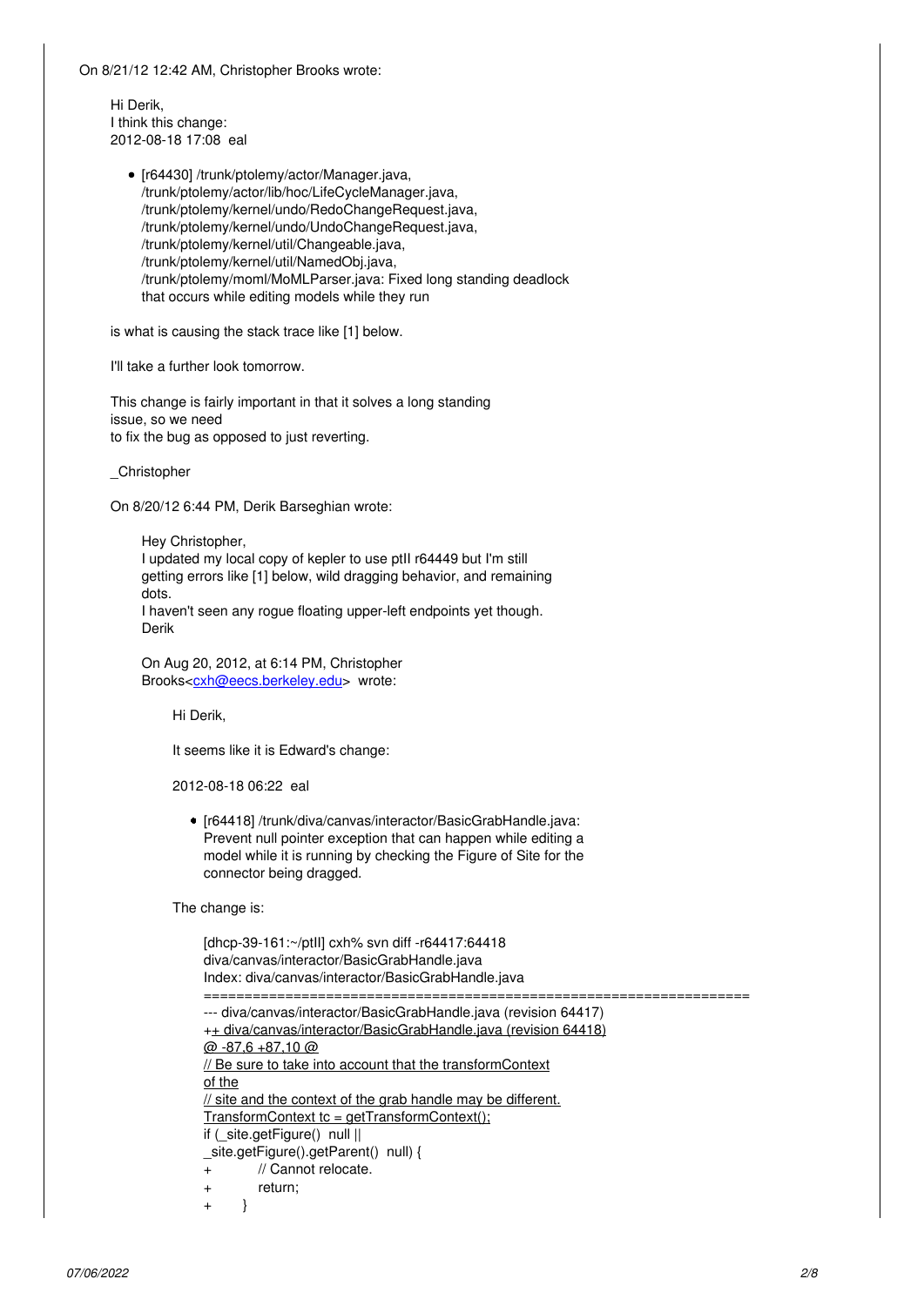On 8/21/12 12:42 AM, Christopher Brooks wrote:

> Hi Derik,
> I think this change:
> 2012-08-18 17:08 eal
>
> - [r64430] /trunk/ptolemy/actor/Manager.java, /trunk/ptolemy/actor/lib/hoc/LifeCycleManager.java, /trunk/ptolemy/kernel/undo/RedoChangeRequest.java, /trunk/ptolemy/kernel/undo/UndoChangeRequest.java, /trunk/ptolemy/kernel/util/Changeable.java, /trunk/ptolemy/kernel/util/NamedObj.java, /trunk/ptolemy/moml/MoMLParser.java: Fixed long standing deadlock that occurs while editing models while they run
>
> is what is causing the stack trace like [1] below.
>
> I'll take a further look tomorrow.
>
> This change is fairly important in that it solves a long standing issue, so we need
> to fix the bug as opposed to just reverting.
>
> _Christopher
>
> On 8/20/12 6:44 PM, Derik Barseghian wrote:
>
>> Hey Christopher,
>> I updated my local copy of kepler to use ptII r64449 but I'm still getting errors like [1] below, wild dragging behavior, and remaining dots.
>> I haven't seen any rogue floating upper-left endpoints yet though.
>> Derik
>>
>> On Aug 20, 2012, at 6:14 PM, Christopher Brooks<cxh@eecs.berkeley.edu> wrote:
>>
>>> Hi Derik,
>>>
>>> It seems like it is Edward's change:
>>>
>>> 2012-08-18 06:22 eal
>>>
>>> - [r64418] /trunk/diva/canvas/interactor/BasicGrabHandle.java: Prevent null pointer exception that can happen while editing a model while it is running by checking the Figure of Site for the connector being dragged.
>>>
>>> The change is:
>>>
>>> ```
>>> [dhcp-39-161:~/ptII] cxh% svn diff -r64417:64418
>>> diva/canvas/interactor/BasicGrabHandle.java
>>> Index: diva/canvas/interactor/BasicGrabHandle.java
>>> ===================================================================
>>> --- diva/canvas/interactor/BasicGrabHandle.java (revision 64417)
>>> ++ diva/canvas/interactor/BasicGrabHandle.java (revision 64418)
>>> @ -87,6 +87,10 @
>>> // Be sure to take into account that the transformContext
>>> of the
>>> // site and the context of the grab handle may be different.
>>> TransformContext tc = getTransformContext();
>>> if (_site.getFigure()  null ||
>>> _site.getFigure().getParent()  null) {
>>> +           // Cannot relocate.
>>> +           return;
>>> +       }
>>> ```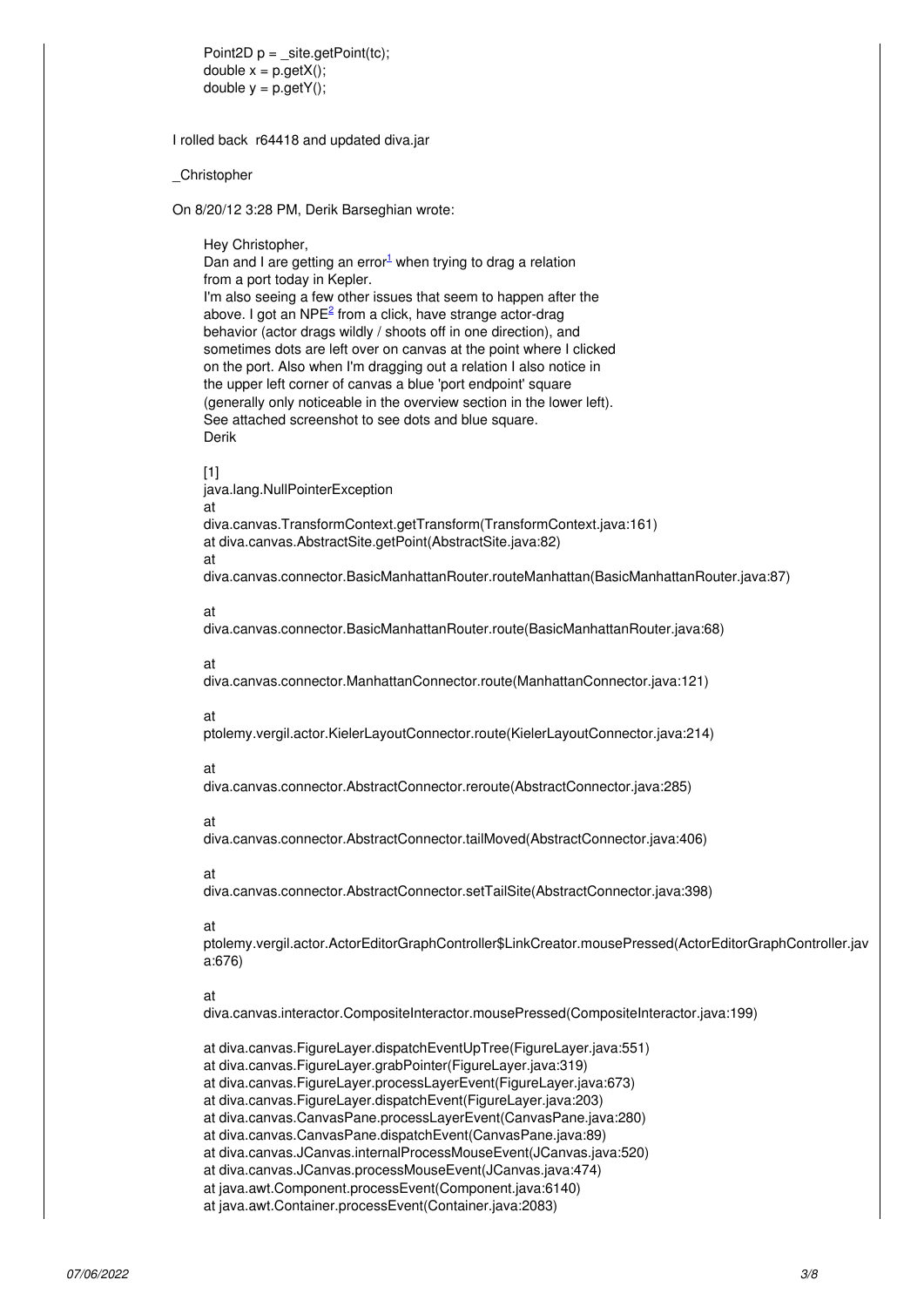```
Point2D p = _site.getPoint(tc);
double x = p.getX();
double y = p.getY();
```

I rolled back r64418 and updated diva.jar

_Christopher

On 8/20/12 3:28 PM, Derik Barseghian wrote:

> Hey Christopher,
> Dan and I are getting an error[1] when trying to drag a relation from a port today in Kepler.
> I'm also seeing a few other issues that seem to happen after the above. I got an NPE[2] from a click, have strange actor-drag behavior (actor drags wildly / shoots off in one direction), and sometimes dots are left over on canvas at the point where I clicked on the port. Also when I'm dragging out a relation I also notice in the upper left corner of canvas a blue 'port endpoint' square (generally only noticeable in the overview section in the lower left).
> See attached screenshot to see dots and blue square.
> Derik
>
> [1]
> java.lang.NullPointerException
> at
> diva.canvas.TransformContext.getTransform(TransformContext.java:161)
> at diva.canvas.AbstractSite.getPoint(AbstractSite.java:82)
> at
> diva.canvas.connector.BasicManhattanRouter.routeManhattan(BasicManhattanRouter.java:87)
>
> at
> diva.canvas.connector.BasicManhattanRouter.route(BasicManhattanRouter.java:68)
>
> at
> diva.canvas.connector.ManhattanConnector.route(ManhattanConnector.java:121)
>
> at
> ptolemy.vergil.actor.KielerLayoutConnector.route(KielerLayoutConnector.java:214)
>
> at
> diva.canvas.connector.AbstractConnector.reroute(AbstractConnector.java:285)
>
> at
> diva.canvas.connector.AbstractConnector.tailMoved(AbstractConnector.java:406)
>
> at
> diva.canvas.connector.AbstractConnector.setTailSite(AbstractConnector.java:398)
>
> at
> ptolemy.vergil.actor.ActorEditorGraphController$LinkCreator.mousePressed(ActorEditorGraphController.java:676)
>
> at
> diva.canvas.interactor.CompositeInteractor.mousePressed(CompositeInteractor.java:199)
>
> at diva.canvas.FigureLayer.dispatchEventUpTree(FigureLayer.java:551)
> at diva.canvas.FigureLayer.grabPointer(FigureLayer.java:319)
> at diva.canvas.FigureLayer.processLayerEvent(FigureLayer.java:673)
> at diva.canvas.FigureLayer.dispatchEvent(FigureLayer.java:203)
> at diva.canvas.CanvasPane.processLayerEvent(CanvasPane.java:280)
> at diva.canvas.CanvasPane.dispatchEvent(CanvasPane.java:89)
> at diva.canvas.JCanvas.internalProcessMouseEvent(JCanvas.java:520)
> at diva.canvas.JCanvas.processMouseEvent(JCanvas.java:474)
> at java.awt.Component.processEvent(Component.java:6140)
> at java.awt.Container.processEvent(Container.java:2083)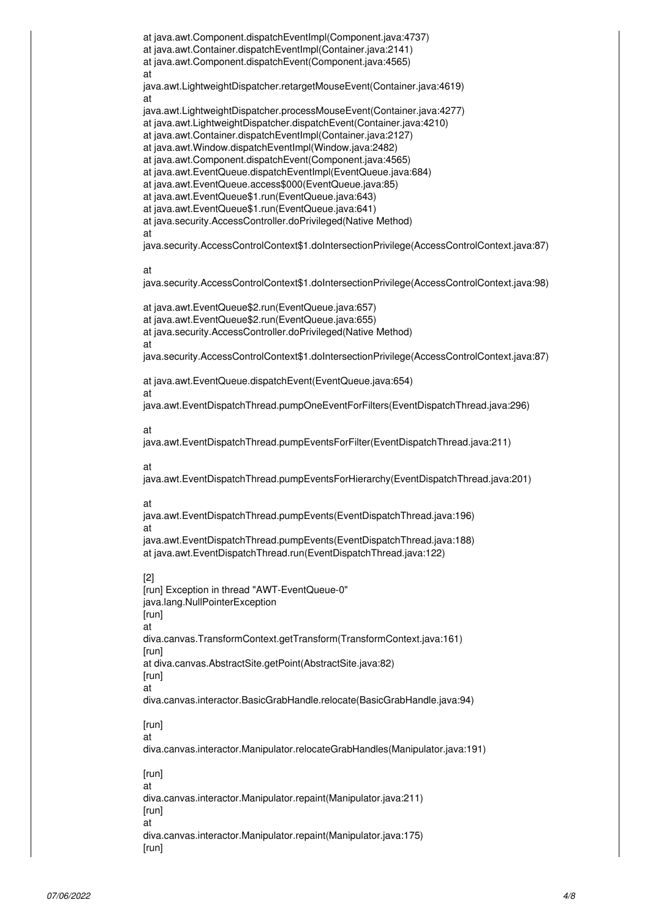```
at java.awt.Component.dispatchEventImpl(Component.java:4737)
at java.awt.Container.dispatchEventImpl(Container.java:2141)
at java.awt.Component.dispatchEvent(Component.java:4565)
at
java.awt.LightweightDispatcher.retargetMouseEvent(Container.java:4619)
at
java.awt.LightweightDispatcher.processMouseEvent(Container.java:4277)
at java.awt.LightweightDispatcher.dispatchEvent(Container.java:4210)
at java.awt.Container.dispatchEventImpl(Container.java:2127)
at java.awt.Window.dispatchEventImpl(Window.java:2482)
at java.awt.Component.dispatchEvent(Component.java:4565)
at java.awt.EventQueue.dispatchEventImpl(EventQueue.java:684)
at java.awt.EventQueue.access$000(EventQueue.java:85)
at java.awt.EventQueue$1.run(EventQueue.java:643)
at java.awt.EventQueue$1.run(EventQueue.java:641)
at java.security.AccessController.doPrivileged(Native Method)
at
java.security.AccessControlContext$1.doIntersectionPrivilege(AccessControlContext.java:87)

at
java.security.AccessControlContext$1.doIntersectionPrivilege(AccessControlContext.java:98)

at java.awt.EventQueue$2.run(EventQueue.java:657)
at java.awt.EventQueue$2.run(EventQueue.java:655)
at java.security.AccessController.doPrivileged(Native Method)
at
java.security.AccessControlContext$1.doIntersectionPrivilege(AccessControlContext.java:87)

at java.awt.EventQueue.dispatchEvent(EventQueue.java:654)
at
java.awt.EventDispatchThread.pumpOneEventForFilters(EventDispatchThread.java:296)

at
java.awt.EventDispatchThread.pumpEventsForFilter(EventDispatchThread.java:211)

at
java.awt.EventDispatchThread.pumpEventsForHierarchy(EventDispatchThread.java:201)

at
java.awt.EventDispatchThread.pumpEvents(EventDispatchThread.java:196)
at
java.awt.EventDispatchThread.pumpEvents(EventDispatchThread.java:188)
at java.awt.EventDispatchThread.run(EventDispatchThread.java:122)

[2]
[run] Exception in thread "AWT-EventQueue-0"
java.lang.NullPointerException
[run]
at
diva.canvas.TransformContext.getTransform(TransformContext.java:161)
[run]
at diva.canvas.AbstractSite.getPoint(AbstractSite.java:82)
[run]
at
diva.canvas.interactor.BasicGrabHandle.relocate(BasicGrabHandle.java:94)

[run]
at
diva.canvas.interactor.Manipulator.relocateGrabHandles(Manipulator.java:191)

[run]
at
diva.canvas.interactor.Manipulator.repaint(Manipulator.java:211)
[run]
at
diva.canvas.interactor.Manipulator.repaint(Manipulator.java:175)
[run]
```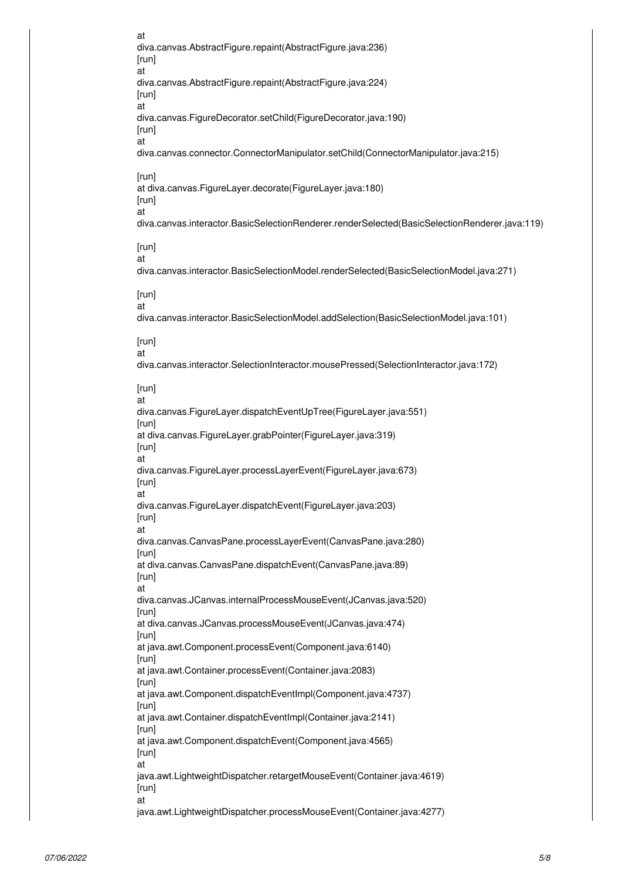```
at
diva.canvas.AbstractFigure.repaint(AbstractFigure.java:236)
[run]
at
diva.canvas.AbstractFigure.repaint(AbstractFigure.java:224)
[run]
at
diva.canvas.FigureDecorator.setChild(FigureDecorator.java:190)
[run]
at
diva.canvas.connector.ConnectorManipulator.setChild(ConnectorManipulator.java:215)

[run]
at diva.canvas.FigureLayer.decorate(FigureLayer.java:180)
[run]
at
diva.canvas.interactor.BasicSelectionRenderer.renderSelected(BasicSelectionRenderer.java:119)

[run]
at
diva.canvas.interactor.BasicSelectionModel.renderSelected(BasicSelectionModel.java:271)

[run]
at
diva.canvas.interactor.BasicSelectionModel.addSelection(BasicSelectionModel.java:101)

[run]
at
diva.canvas.interactor.SelectionInteractor.mousePressed(SelectionInteractor.java:172)

[run]
at
diva.canvas.FigureLayer.dispatchEventUpTree(FigureLayer.java:551)
[run]
at diva.canvas.FigureLayer.grabPointer(FigureLayer.java:319)
[run]
at
diva.canvas.FigureLayer.processLayerEvent(FigureLayer.java:673)
[run]
at
diva.canvas.FigureLayer.dispatchEvent(FigureLayer.java:203)
[run]
at
diva.canvas.CanvasPane.processLayerEvent(CanvasPane.java:280)
[run]
at diva.canvas.CanvasPane.dispatchEvent(CanvasPane.java:89)
[run]
at
diva.canvas.JCanvas.internalProcessMouseEvent(JCanvas.java:520)
[run]
at diva.canvas.JCanvas.processMouseEvent(JCanvas.java:474)
[run]
at java.awt.Component.processEvent(Component.java:6140)
[run]
at java.awt.Container.processEvent(Container.java:2083)
[run]
at java.awt.Component.dispatchEventImpl(Component.java:4737)
[run]
at java.awt.Container.dispatchEventImpl(Container.java:2141)
[run]
at java.awt.Component.dispatchEvent(Component.java:4565)
[run]
at
java.awt.LightweightDispatcher.retargetMouseEvent(Container.java:4619)
[run]
at
java.awt.LightweightDispatcher.processMouseEvent(Container.java:4277)
```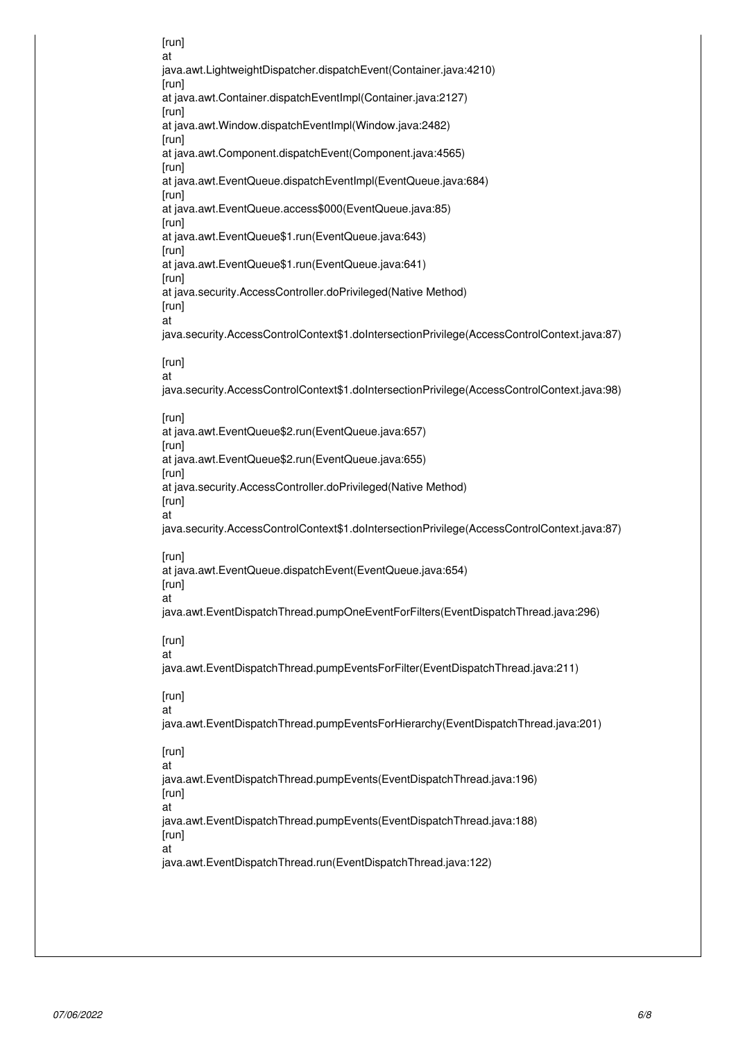```
[run]
at
java.awt.LightweightDispatcher.dispatchEvent(Container.java:4210)
[run]
at java.awt.Container.dispatchEventImpl(Container.java:2127)
[run]
at java.awt.Window.dispatchEventImpl(Window.java:2482)
[run]
at java.awt.Component.dispatchEvent(Component.java:4565)
[run]
at java.awt.EventQueue.dispatchEventImpl(EventQueue.java:684)
[run]
at java.awt.EventQueue.access$000(EventQueue.java:85)
[run]
at java.awt.EventQueue$1.run(EventQueue.java:643)
[run]
at java.awt.EventQueue$1.run(EventQueue.java:641)
[run]
at java.security.AccessController.doPrivileged(Native Method)
[run]
at
java.security.AccessControlContext$1.doIntersectionPrivilege(AccessControlContext.java:87)

[run]
at
java.security.AccessControlContext$1.doIntersectionPrivilege(AccessControlContext.java:98)

[run]
at java.awt.EventQueue$2.run(EventQueue.java:657)
[run]
at java.awt.EventQueue$2.run(EventQueue.java:655)
[run]
at java.security.AccessController.doPrivileged(Native Method)
[run]
at
java.security.AccessControlContext$1.doIntersectionPrivilege(AccessControlContext.java:87)

[run]
at java.awt.EventQueue.dispatchEvent(EventQueue.java:654)
[run]
at
java.awt.EventDispatchThread.pumpOneEventForFilters(EventDispatchThread.java:296)

[run]
at
java.awt.EventDispatchThread.pumpEventsForFilter(EventDispatchThread.java:211)

[run]
at
java.awt.EventDispatchThread.pumpEventsForHierarchy(EventDispatchThread.java:201)

[run]
at
java.awt.EventDispatchThread.pumpEvents(EventDispatchThread.java:196)
[run]
at
java.awt.EventDispatchThread.pumpEvents(EventDispatchThread.java:188)
[run]
at
java.awt.EventDispatchThread.run(EventDispatchThread.java:122)
```

*07/06/2022*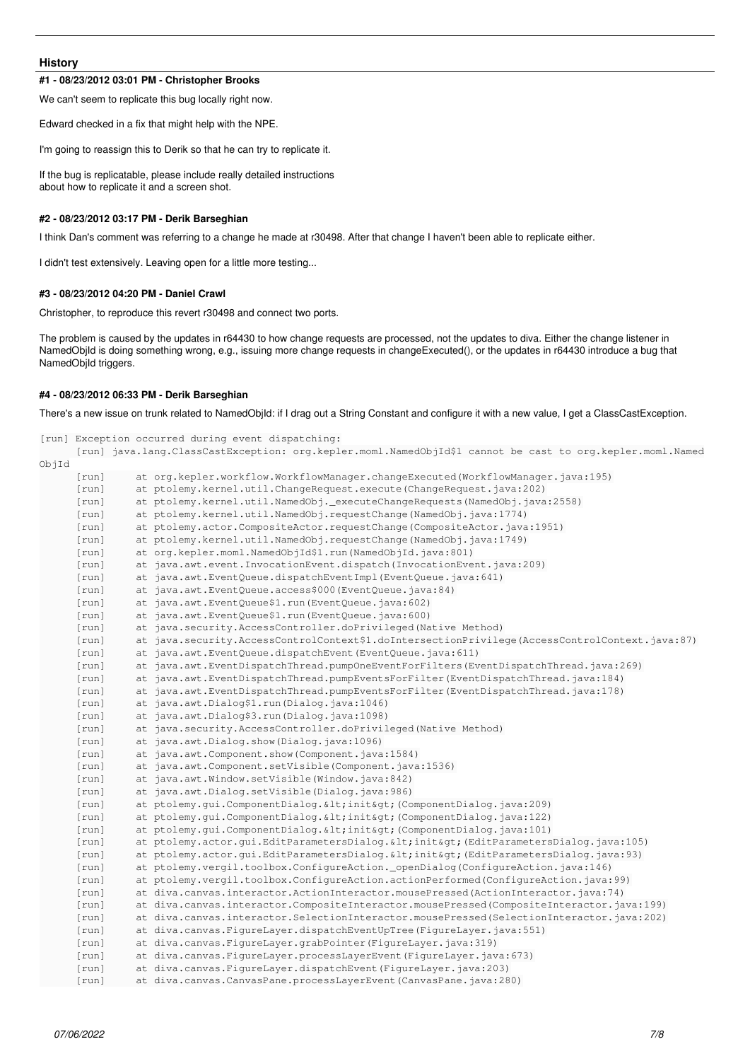## History

### #1 - 08/23/2012 03:01 PM - Christopher Brooks

We can't seem to replicate this bug locally right now.

Edward checked in a fix that might help with the NPE.

I'm going to reassign this to Derik so that he can try to replicate it.

If the bug is replicatable, please include really detailed instructions about how to replicate it and a screen shot.

### #2 - 08/23/2012 03:17 PM - Derik Barseghian

I think Dan's comment was referring to a change he made at r30498. After that change I haven't been able to replicate either.

I didn't test extensively. Leaving open for a little more testing...

### #3 - 08/23/2012 04:20 PM - Daniel Crawl

Christopher, to reproduce this revert r30498 and connect two ports.

The problem is caused by the updates in r64430 to how change requests are processed, not the updates to diva. Either the change listener in NamedObjId is doing something wrong, e.g., issuing more change requests in changeExecuted(), or the updates in r64430 introduce a bug that NamedObjId triggers.

### #4 - 08/23/2012 06:33 PM - Derik Barseghian

There's a new issue on trunk related to NamedObjId: if I drag out a String Constant and configure it with a new value, I get a ClassCastException.

```
[run] Exception occurred during event dispatching:
      [run] java.lang.ClassCastException: org.kepler.moml.NamedObjId$1 cannot be cast to org.kepler.moml.NamedObjId
      [run]     at org.kepler.workflow.WorkflowManager.changeExecuted(WorkflowManager.java:195)
      [run]     at ptolemy.kernel.util.ChangeRequest.execute(ChangeRequest.java:202)
      [run]     at ptolemy.kernel.util.NamedObj._executeChangeRequests(NamedObj.java:2558)
      [run]     at ptolemy.kernel.util.NamedObj.requestChange(NamedObj.java:1774)
      [run]     at ptolemy.actor.CompositeActor.requestChange(CompositeActor.java:1951)
      [run]     at ptolemy.kernel.util.NamedObj.requestChange(NamedObj.java:1749)
      [run]     at org.kepler.moml.NamedObjId$1.run(NamedObjId.java:801)
      [run]     at java.awt.event.InvocationEvent.dispatch(InvocationEvent.java:209)
      [run]     at java.awt.EventQueue.dispatchEventImpl(EventQueue.java:641)
      [run]     at java.awt.EventQueue.access$000(EventQueue.java:84)
      [run]     at java.awt.EventQueue$1.run(EventQueue.java:602)
      [run]     at java.awt.EventQueue$1.run(EventQueue.java:600)
      [run]     at java.security.AccessController.doPrivileged(Native Method)
      [run]     at java.security.AccessControlContext$1.doIntersectionPrivilege(AccessControlContext.java:87)
      [run]     at java.awt.EventQueue.dispatchEvent(EventQueue.java:611)
      [run]     at java.awt.EventDispatchThread.pumpOneEventForFilters(EventDispatchThread.java:269)
      [run]     at java.awt.EventDispatchThread.pumpEventsForFilter(EventDispatchThread.java:184)
      [run]     at java.awt.EventDispatchThread.pumpEventsForFilter(EventDispatchThread.java:178)
      [run]     at java.awt.Dialog$1.run(Dialog.java:1046)
      [run]     at java.awt.Dialog$3.run(Dialog.java:1098)
      [run]     at java.security.AccessController.doPrivileged(Native Method)
      [run]     at java.awt.Dialog.show(Dialog.java:1096)
      [run]     at java.awt.Component.show(Component.java:1584)
      [run]     at java.awt.Component.setVisible(Component.java:1536)
      [run]     at java.awt.Window.setVisible(Window.java:842)
      [run]     at java.awt.Dialog.setVisible(Dialog.java:986)
      [run]     at ptolemy.gui.ComponentDialog.&lt;init&gt;(ComponentDialog.java:209)
      [run]     at ptolemy.gui.ComponentDialog.&lt;init&gt;(ComponentDialog.java:122)
      [run]     at ptolemy.gui.ComponentDialog.&lt;init&gt;(ComponentDialog.java:101)
      [run]     at ptolemy.actor.gui.EditParametersDialog.&lt;init&gt;(EditParametersDialog.java:105)
      [run]     at ptolemy.actor.gui.EditParametersDialog.&lt;init&gt;(EditParametersDialog.java:93)
      [run]     at ptolemy.vergil.toolbox.ConfigureAction._openDialog(ConfigureAction.java:146)
      [run]     at ptolemy.vergil.toolbox.ConfigureAction.actionPerformed(ConfigureAction.java:99)
      [run]     at diva.canvas.interactor.ActionInteractor.mousePressed(ActionInteractor.java:74)
      [run]     at diva.canvas.interactor.CompositeInteractor.mousePressed(CompositeInteractor.java:199)
      [run]     at diva.canvas.interactor.SelectionInteractor.mousePressed(SelectionInteractor.java:202)
      [run]     at diva.canvas.FigureLayer.dispatchEventUpTree(FigureLayer.java:551)
      [run]     at diva.canvas.FigureLayer.grabPointer(FigureLayer.java:319)
      [run]     at diva.canvas.FigureLayer.processLayerEvent(FigureLayer.java:673)
      [run]     at diva.canvas.FigureLayer.dispatchEvent(FigureLayer.java:203)
      [run]     at diva.canvas.CanvasPane.processLayerEvent(CanvasPane.java:280)
```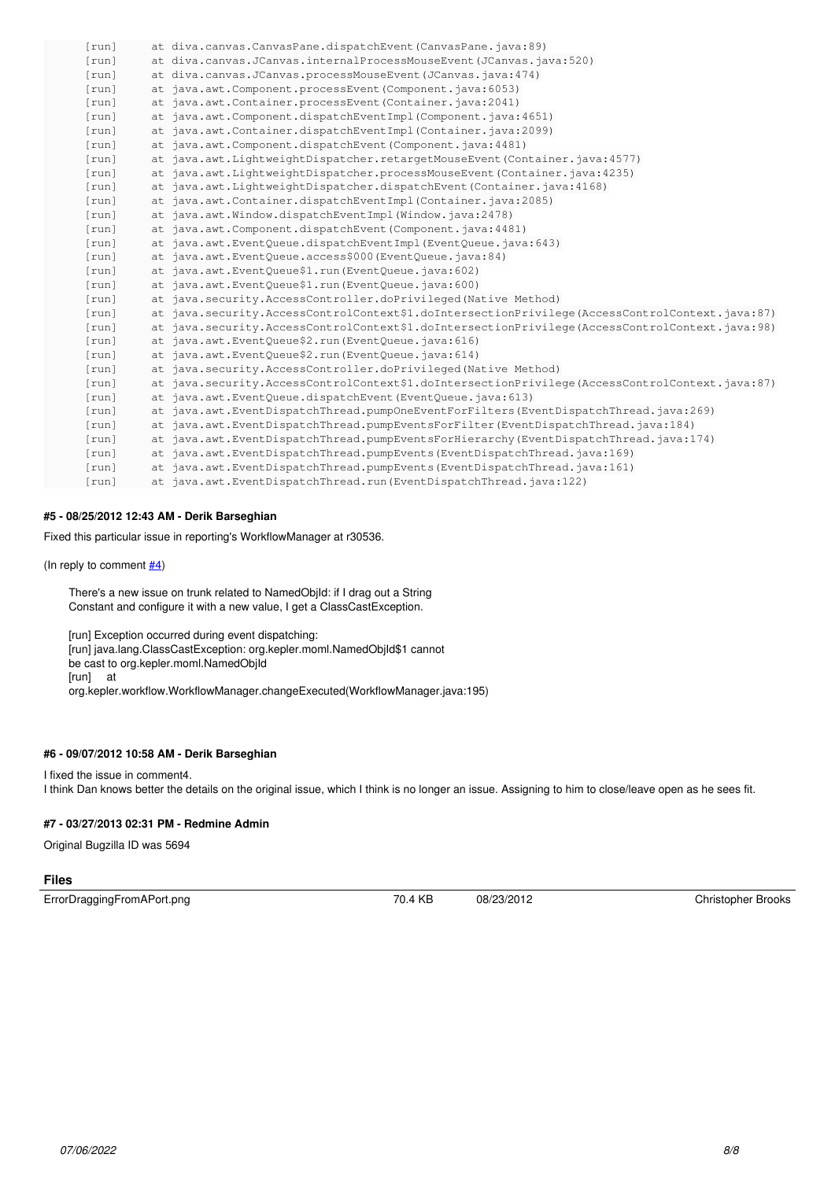```
[run]     at diva.canvas.CanvasPane.dispatchEvent(CanvasPane.java:89)
[run]     at diva.canvas.JCanvas.internalProcessMouseEvent(JCanvas.java:520)
[run]     at diva.canvas.JCanvas.processMouseEvent(JCanvas.java:474)
[run]     at java.awt.Component.processEvent(Component.java:6053)
[run]     at java.awt.Container.processEvent(Container.java:2041)
[run]     at java.awt.Component.dispatchEventImpl(Component.java:4651)
[run]     at java.awt.Container.dispatchEventImpl(Container.java:2099)
[run]     at java.awt.Component.dispatchEvent(Component.java:4481)
[run]     at java.awt.LightweightDispatcher.retargetMouseEvent(Container.java:4577)
[run]     at java.awt.LightweightDispatcher.processMouseEvent(Container.java:4235)
[run]     at java.awt.LightweightDispatcher.dispatchEvent(Container.java:4168)
[run]     at java.awt.Container.dispatchEventImpl(Container.java:2085)
[run]     at java.awt.Window.dispatchEventImpl(Window.java:2478)
[run]     at java.awt.Component.dispatchEvent(Component.java:4481)
[run]     at java.awt.EventQueue.dispatchEventImpl(EventQueue.java:643)
[run]     at java.awt.EventQueue.access$000(EventQueue.java:84)
[run]     at java.awt.EventQueue$1.run(EventQueue.java:602)
[run]     at java.awt.EventQueue$1.run(EventQueue.java:600)
[run]     at java.security.AccessController.doPrivileged(Native Method)
[run]     at java.security.AccessControlContext$1.doIntersectionPrivilege(AccessControlContext.java:87)
[run]     at java.security.AccessControlContext$1.doIntersectionPrivilege(AccessControlContext.java:98)
[run]     at java.awt.EventQueue$2.run(EventQueue.java:616)
[run]     at java.awt.EventQueue$2.run(EventQueue.java:614)
[run]     at java.security.AccessController.doPrivileged(Native Method)
[run]     at java.security.AccessControlContext$1.doIntersectionPrivilege(AccessControlContext.java:87)
[run]     at java.awt.EventQueue.dispatchEvent(EventQueue.java:613)
[run]     at java.awt.EventDispatchThread.pumpOneEventForFilters(EventDispatchThread.java:269)
[run]     at java.awt.EventDispatchThread.pumpEventsForFilter(EventDispatchThread.java:184)
[run]     at java.awt.EventDispatchThread.pumpEventsForHierarchy(EventDispatchThread.java:174)
[run]     at java.awt.EventDispatchThread.pumpEvents(EventDispatchThread.java:169)
[run]     at java.awt.EventDispatchThread.pumpEvents(EventDispatchThread.java:161)
[run]     at java.awt.EventDispatchThread.run(EventDispatchThread.java:122)
```

#### #5 - 08/25/2012 12:43 AM - Derik Barseghian

Fixed this particular issue in reporting's WorkflowManager at r30536.

(In reply to comment #4)

> There's a new issue on trunk related to NamedObjId: if I drag out a String Constant and configure it with a new value, I get a ClassCastException.
>
> [run] Exception occurred during event dispatching:
> [run] java.lang.ClassCastException: org.kepler.moml.NamedObjId$1 cannot be cast to org.kepler.moml.NamedObjId
> [run] at
> org.kepler.workflow.WorkflowManager.changeExecuted(WorkflowManager.java:195)

#### #6 - 09/07/2012 10:58 AM - Derik Barseghian

I fixed the issue in comment4.
I think Dan knows better the details on the original issue, which I think is no longer an issue. Assigning to him to close/leave open as he sees fit.

#### #7 - 03/27/2013 02:31 PM - Redmine Admin

Original Bugzilla ID was 5694

### Files

| | | | |
|---|---|---|---|
| ErrorDraggingFromAPort.png | 70.4 KB | 08/23/2012 | Christopher Brooks |